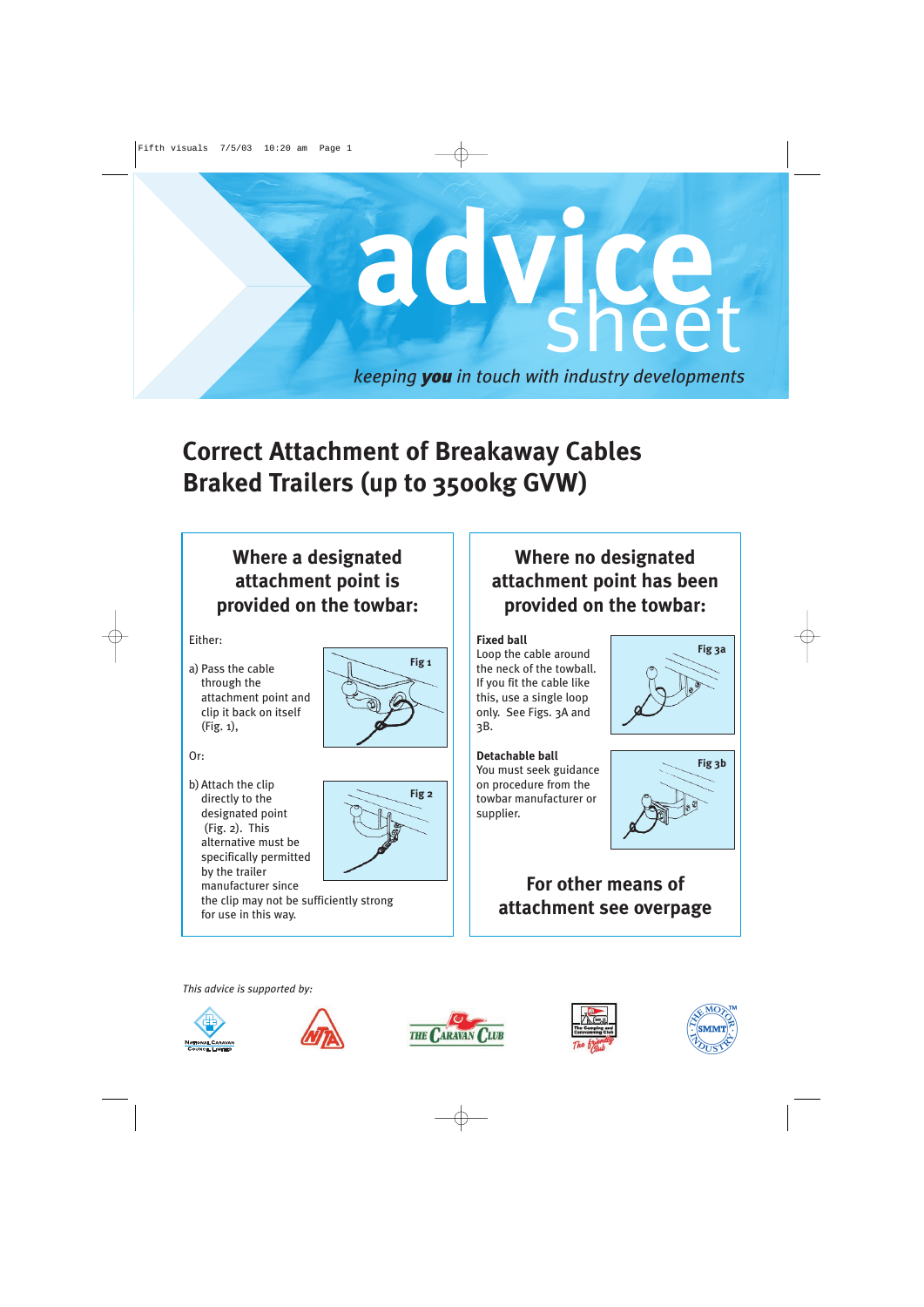# advice sheet

*keeping **you** in touch with industry developments*

# Correct Attachment of Breakaway Cables Braked Trailers (up to 3500kg GVW)

## Where a designated attachment point is provided on the towbar:

Either:

a) Pass the cable through the attachment point and clip it back on itself (Fig. 1),

Fig 1

Or:

b) Attach the clip directly to the designated point (Fig. 2). This alternative must be specifically permitted by the trailer manufacturer since the clip may not be sufficiently strong for use in this way.

Fig 2

## Where no designated attachment point has been provided on the towbar:

**Fixed ball**
Loop the cable around the neck of the towball. If you fit the cable like this, use a single loop only. See Figs. 3A and 3B.

Fig 3a

**Detachable ball**
You must seek guidance on procedure from the towbar manufacturer or supplier.

Fig 3b

### For other means of attachment see overpage

*This advice is supported by:*

National Caravan Council Limited · NTTA · The Caravan Club · The Camping and Caravanning Club · SMMT The Motor Industry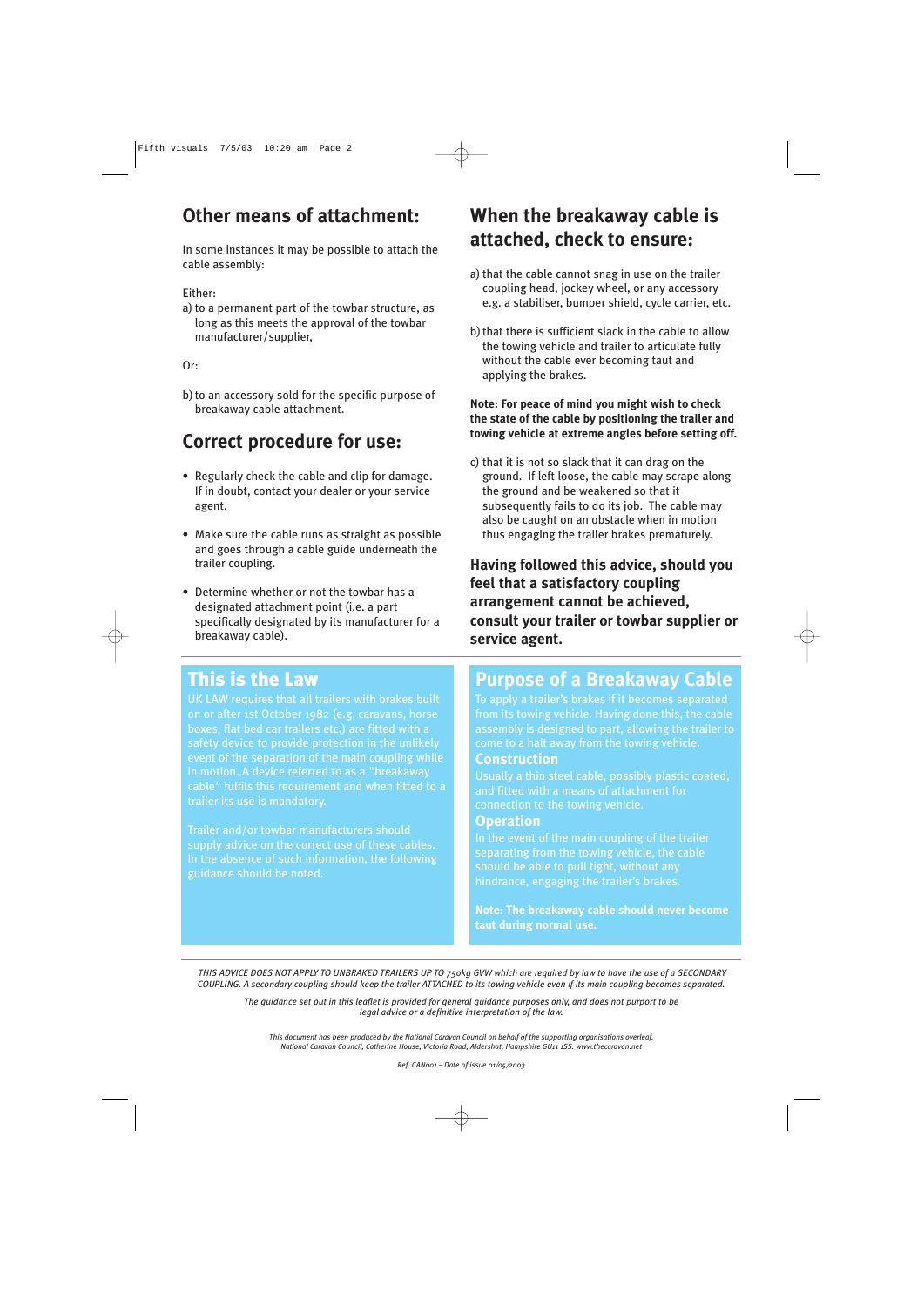## Other means of attachment:

In some instances it may be possible to attach the cable assembly:

Either:

a) to a permanent part of the towbar structure, as long as this meets the approval of the towbar manufacturer/supplier,

Or:

b) to an accessory sold for the specific purpose of breakaway cable attachment.

## Correct procedure for use:

- Regularly check the cable and clip for damage. If in doubt, contact your dealer or your service agent.
- Make sure the cable runs as straight as possible and goes through a cable guide underneath the trailer coupling.
- Determine whether or not the towbar has a designated attachment point (i.e. a part specifically designated by its manufacturer for a breakaway cable).

## When the breakaway cable is attached, check to ensure:

a) that the cable cannot snag in use on the trailer coupling head, jockey wheel, or any accessory e.g. a stabiliser, bumper shield, cycle carrier, etc.

b) that there is sufficient slack in the cable to allow the towing vehicle and trailer to articulate fully without the cable ever becoming taut and applying the brakes.

**Note: For peace of mind you might wish to check the state of the cable by positioning the trailer and towing vehicle at extreme angles before setting off.**

c) that it is not so slack that it can drag on the ground. If left loose, the cable may scrape along the ground and be weakened so that it subsequently fails to do its job. The cable may also be caught on an obstacle in motion thus engaging the trailer brakes prematurely.

**Having followed this advice, should you feel that a satisfactory coupling arrangement cannot be achieved, consult your trailer or towbar supplier or service agent.**

## This is the Law

UK LAW requires that all trailers with brakes built on or after 1st October 1982 (e.g. caravans, horse boxes, flat bed car trailers etc.) are fitted with a safety device to provide protection in the unlikely event of the separation of the main coupling while in motion. A device referred to as a "breakaway cable" fulfils this requirement and when fitted to a trailer its use is mandatory.

Trailer and/or towbar manufacturers should supply advice on the correct use of these cables. In the absence of such information, the following guidance should be noted.

## Purpose of a Breakaway Cable

To apply a trailer's brakes if it becomes separated from its towing vehicle. Having done this, the cable assembly is designed to part, allowing the trailer to come to a halt away from the towing vehicle.

### Construction

Usually a thin steel cable, possibly plastic coated, and fitted with a means of attachment for connection to the towing vehicle.

### Operation

In the event of the main coupling of the trailer separating from the towing vehicle, the cable should be able to pull tight, without any hindrance, engaging the trailer's brakes.

**Note: The breakaway cable should never become taut during normal use.**

*THIS ADVICE DOES NOT APPLY TO UNBRAKED TRAILERS UP TO 750kg GVW which are required by law to have the use of a SECONDARY COUPLING. A secondary coupling should keep the trailer ATTACHED to its towing vehicle even if its main coupling becomes separated.*

*The guidance set out in this leaflet is provided for general guidance purposes only, and does not purport to be legal advice or a definitive interpretation of the law.*

*This document has been produced by the National Caravan Council on behalf of the supporting organisations overleaf. National Caravan Council, Catherine House, Victoria Road, Aldershot, Hampshire GU11 1SS. www.thecaravan.net*

*Ref. CAN001 – Date of issue 01/05/2003*